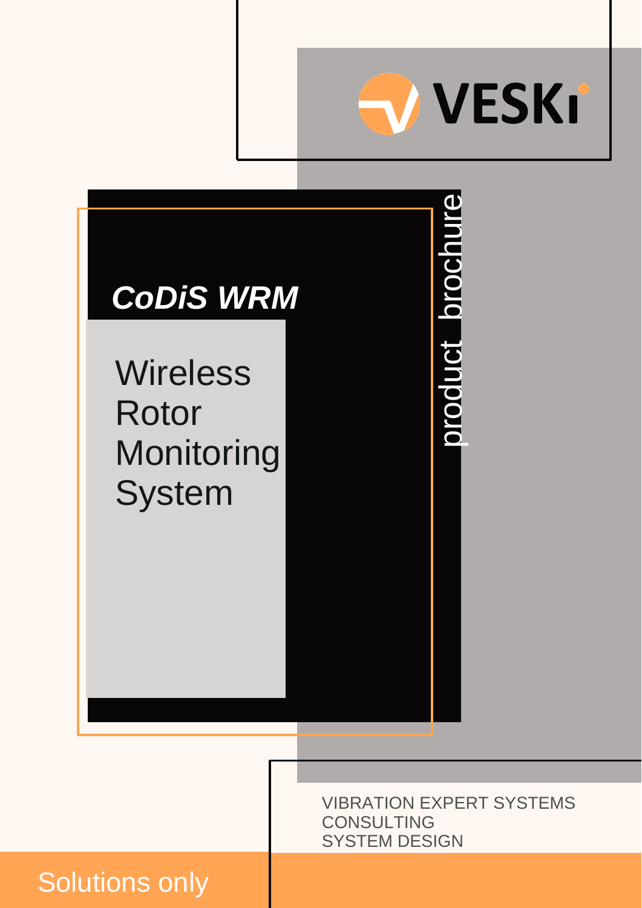VESKi

product brochure

# *CoDiS WRM*

## Wireless Rotor Monitoring System

VIBRATION EXPERT SYSTEMS
CONSULTING
SYSTEM DESIGN

Solutions only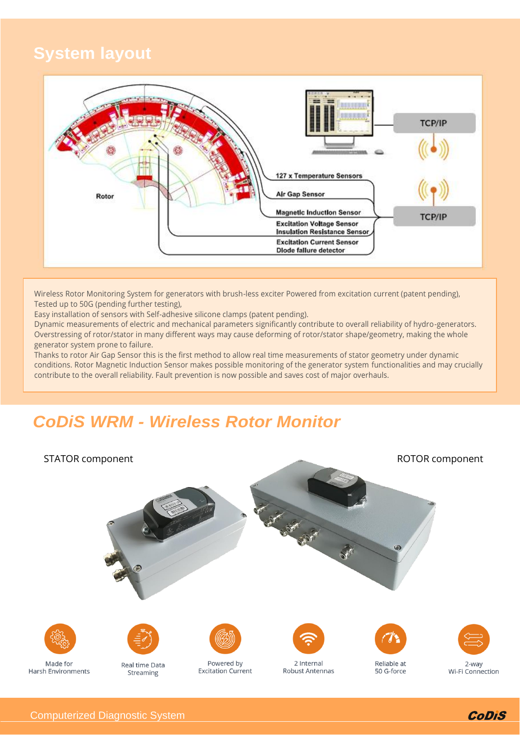## System layout

Rotor

127 x Temperature Sensors

Air Gap Sensor

Magnetic Induction Sensor

Excitation Voltage Sensor
Insulation Resistance Sensor

Excitation Current Sensor
Diode failure detector

TCP/IP

TCP/IP

Wireless Rotor Monitoring System for generators with brush-less exciter Powered from excitation current (patent pending),
Tested up to 50G (pending further testing),
Easy installation of sensors with Self-adhesive silicone clamps (patent pending).
Dynamic measurements of electric and mechanical parameters significantly contribute to overall reliability of hydro-generators. Overstressing of rotor/stator in many different ways may cause deforming of rotor/stator shape/geometry, making the whole generator system prone to failure.
Thanks to rotor Air Gap Sensor this is the first method to allow real time measurements of stator geometry under dynamic conditions. Rotor Magnetic Induction Sensor makes possible monitoring of the generator system functionalities and may crucially contribute to the overall reliability. Fault prevention is now possible and saves cost of major overhauls.

## *CoDiS WRM - Wireless Rotor Monitor*

STATOR component

ROTOR component

Made for Harsh Environments

Real time Data Streaming

Powered by Excitation Current

2 Internal Robust Antennas

Reliable at 50 G-force

2-way Wi-Fi Connection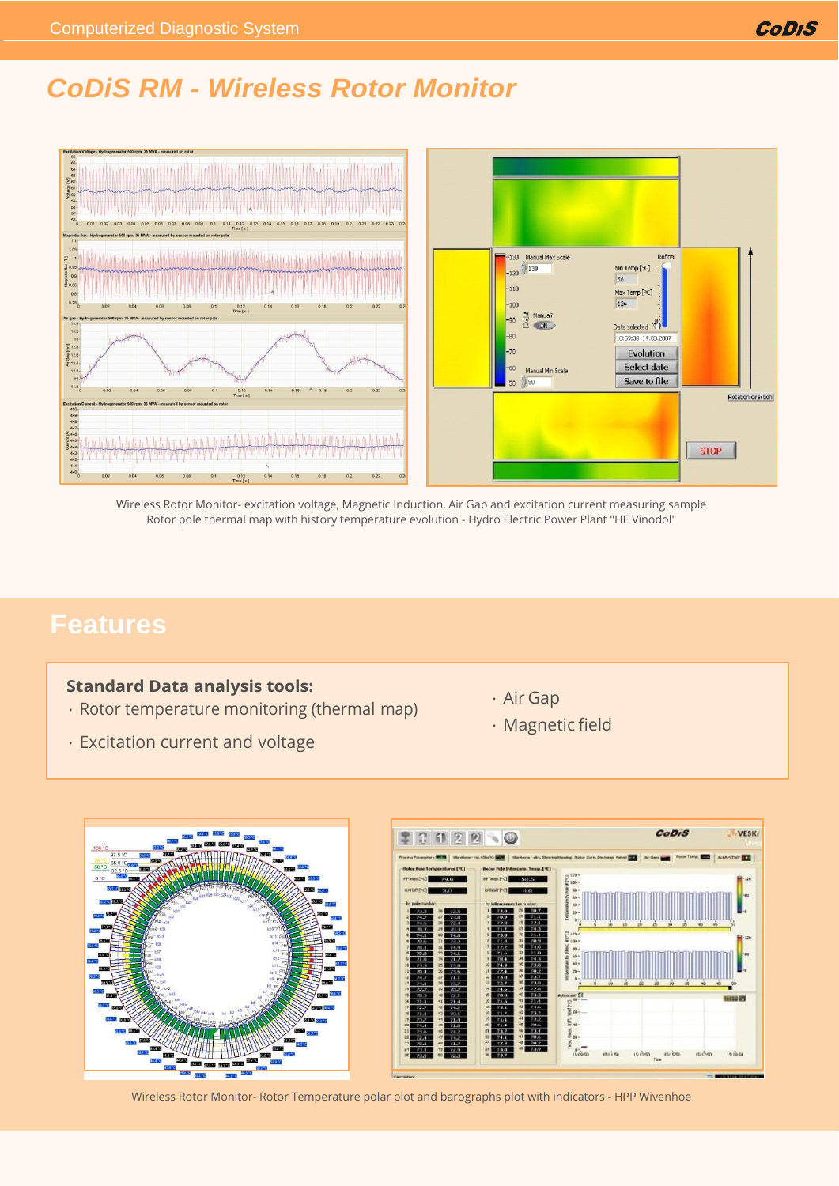# CoDiS RM - Wireless Rotor Monitor

Wireless Rotor Monitor- excitation voltage, Magnetic Induction, Air Gap and excitation current measuring sample
Rotor pole thermal map with history temperature evolution - Hydro Electric Power Plant "HE Vinodol"

## Features

**Standard Data analysis tools:**

- Rotor temperature monitoring (thermal map)
- Excitation current and voltage
- Air Gap
- Magnetic field

Wireless Rotor Monitor- Rotor Temperature polar plot and barographs plot with indicators - HPP Wivenhoe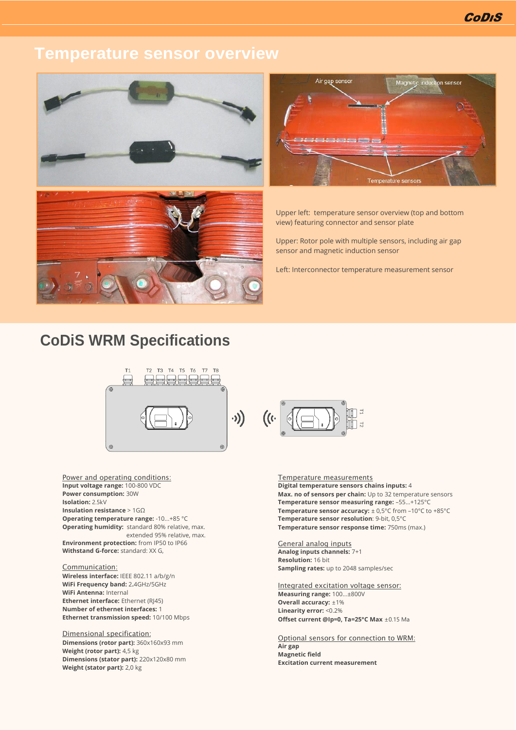# Temperature sensor overview

Air gap sensor

Magnetic induction sensor

Temperature sensors

Upper left: temperature sensor overview (top and bottom view) featuring connector and sensor plate

Upper: Rotor pole with multiple sensors, including air gap sensor and magnetic induction sensor

Left: Interconnector temperature measurement sensor

## CoDiS WRM Specifications

T1 T2 T3 T4 T5 T6 T7 T8

T1 T2

Power and operating conditions:
**Input voltage range:** 100-800 VDC
**Power consumption:** 30W
**Isolation:** 2.5kV
**Insulation resistance** > 1GΩ
**Operating temperature range:** -10...+85 °C
**Operating humidity:** standard 80% relative, max.
extended 95% relative, max.
**Environment protection:** from IP50 to IP66
**Withstand G-force:** standard: XX G,

Communication:
**Wireless interface:** IEEE 802.11 a/b/g/n
**WiFi Frequency band:** 2.4GHz/5GHz
**WiFi Antenna:** Internal
**Ethernet interface:** Ethernet (RJ45)
**Number of ethernet interfaces:** 1
**Ethernet transmission speed:** 10/100 Mbps

Dimensional specification:
**Dimensions (rotor part):** 360x160x93 mm
**Weight (rotor part):** 4,5 kg
**Dimensions (stator part):** 220x120x80 mm
**Weight (stator part):** 2,0 kg

Temperature measurements
**Digital temperature sensors chains inputs:** 4
**Max. no of sensors per chain:** Up to 32 temperature sensors
**Temperature sensor measuring range:** –55...+125°C
**Temperature sensor accuracy:** ± 0,5°C from –10°C to +85°C
**Temperature sensor resolution**: 9-bit, 0,5°C
**Temperature sensor response time:** 750ms (max.)

General analog inputs
**Analog inputs channels:** 7+1
**Resolution:** 16 bit
**Sampling rates:** up to 2048 samples/sec

Integrated excitation voltage sensor:
**Measuring range:** 100...±800V
**Overall accuracy:** ±1%
**Linearity error:** <0.2%
**Offset current @Ip=0, Ta=25°C Max** ±0.15 Ma

Optional sensors for connection to WRM:
**Air gap**
**Magnetic field**
**Excitation current measurement**